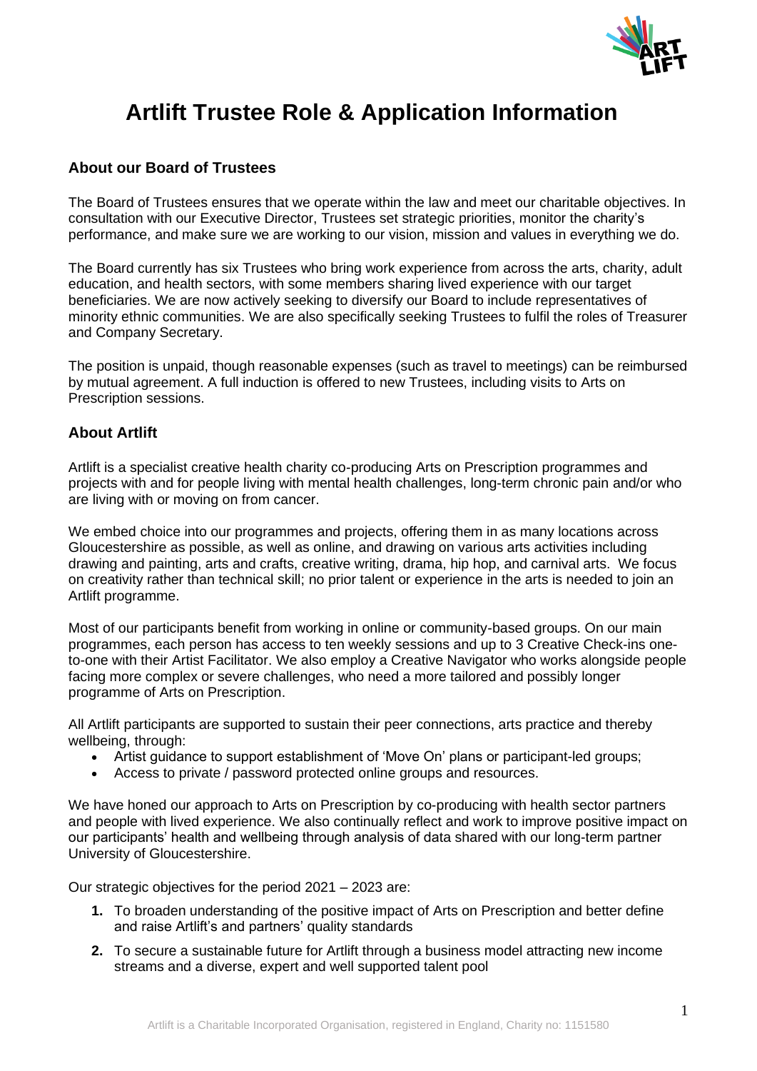# Artlift Trustee Role & Application Information

## About our Board of Trustees

The Board of Trustees ensures that we operate within the law and meet our charitable objectives. In consultation with our Executive Director, Trustees set strategic priorities, monitor the charity's performance, and make sure we are working to our vision, mission and values in everything we do.

The Board currently has six Trustees who bring work experience from across the arts, charity, adult education, and health sectors, with some members sharing lived experience with our target beneficiaries. We are now actively seeking to diversify our Board to include representatives of minority ethnic communities. We are also specifically seeking Trustees to fulfil the roles of Treasurer and Company Secretary.

The position is unpaid, though reasonable expenses (such as travel to meetings) can be reimbursed by mutual agreement. A full induction is offered to new Trustees, including visits to Arts on Prescription sessions.

## About Artlift

Artlift is a specialist creative health charity co-producing Arts on Prescription programmes and projects with and for people living with mental health challenges, long-term chronic pain and/or who are living with or moving on from cancer.

We embed choice into our programmes and projects, offering them in as many locations across Gloucestershire as possible, as well as online, and drawing on various arts activities including drawing and painting, arts and crafts, creative writing, drama, hip hop, and carnival arts. We focus on creativity rather than technical skill; no prior talent or experience in the arts is needed to join an Artlift programme.

Most of our participants benefit from working in online or community-based groups. On our main programmes, each person has access to ten weekly sessions and up to 3 Creative Check-ins one-to-one with their Artist Facilitator. We also employ a Creative Navigator who works alongside people facing more complex or severe challenges, who need a more tailored and possibly longer programme of Arts on Prescription.

All Artlift participants are supported to sustain their peer connections, arts practice and thereby wellbeing, through:

- Artist guidance to support establishment of 'Move On' plans or participant-led groups;
- Access to private / password protected online groups and resources.

We have honed our approach to Arts on Prescription by co-producing with health sector partners and people with lived experience. We also continually reflect and work to improve positive impact on our participants' health and wellbeing through analysis of data shared with our long-term partner University of Gloucestershire.

Our strategic objectives for the period 2021 – 2023 are:

1. To broaden understanding of the positive impact of Arts on Prescription and better define and raise Artlift's and partners' quality standards
2. To secure a sustainable future for Artlift through a business model attracting new income streams and a diverse, expert and well supported talent pool

Artlift is a Charitable Incorporated Organisation, registered in England, Charity no: 1151580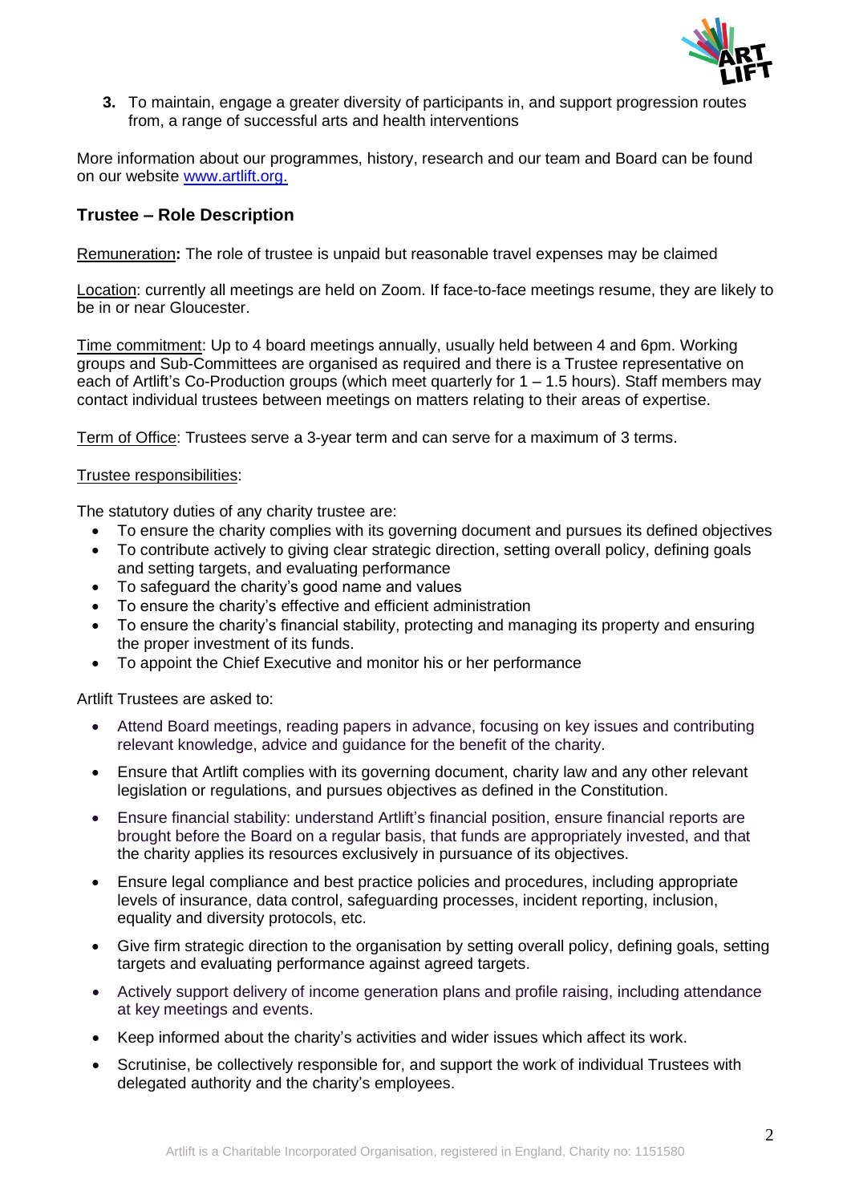3. To maintain, engage a greater diversity of participants in, and support progression routes from, a range of successful arts and health interventions

More information about our programmes, history, research and our team and Board can be found on our website [www.artlift.org.](www.artlift.org)

## Trustee – Role Description

Remuneration**:** The role of trustee is unpaid but reasonable travel expenses may be claimed

Location: currently all meetings are held on Zoom. If face-to-face meetings resume, they are likely to be in or near Gloucester.

Time commitment: Up to 4 board meetings annually, usually held between 4 and 6pm. Working groups and Sub-Committees are organised as required and there is a Trustee representative on each of Artlift's Co-Production groups (which meet quarterly for 1 – 1.5 hours). Staff members may contact individual trustees between meetings on matters relating to their areas of expertise.

Term of Office: Trustees serve a 3-year term and can serve for a maximum of 3 terms.

Trustee responsibilities:

The statutory duties of any charity trustee are:

- To ensure the charity complies with its governing document and pursues its defined objectives
- To contribute actively to giving clear strategic direction, setting overall policy, defining goals and setting targets, and evaluating performance
- To safeguard the charity's good name and values
- To ensure the charity's effective and efficient administration
- To ensure the charity's financial stability, protecting and managing its property and ensuring the proper investment of its funds.
- To appoint the Chief Executive and monitor his or her performance

Artlift Trustees are asked to:

- Attend Board meetings, reading papers in advance, focusing on key issues and contributing relevant knowledge, advice and guidance for the benefit of the charity.
- Ensure that Artlift complies with its governing document, charity law and any other relevant legislation or regulations, and pursues objectives as defined in the Constitution.
- Ensure financial stability: understand Artlift's financial position, ensure financial reports are brought before the Board on a regular basis, that funds are appropriately invested, and that the charity applies its resources exclusively in pursuance of its objectives.
- Ensure legal compliance and best practice policies and procedures, including appropriate levels of insurance, data control, safeguarding processes, incident reporting, inclusion, equality and diversity protocols, etc.
- Give firm strategic direction to the organisation by setting overall policy, defining goals, setting targets and evaluating performance against agreed targets.
- Actively support delivery of income generation plans and profile raising, including attendance at key meetings and events.
- Keep informed about the charity's activities and wider issues which affect its work.
- Scrutinise, be collectively responsible for, and support the work of individual Trustees with delegated authority and the charity's employees.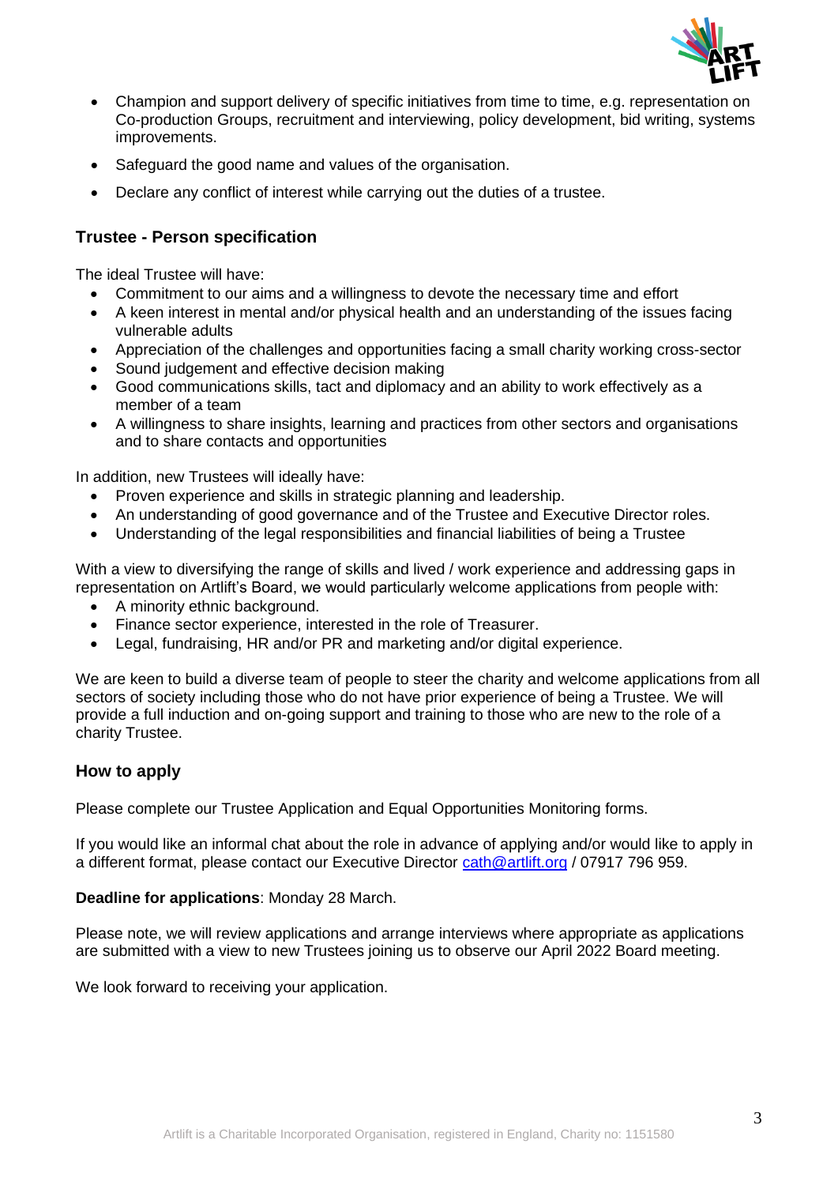- Champion and support delivery of specific initiatives from time to time, e.g. representation on Co-production Groups, recruitment and interviewing, policy development, bid writing, systems improvements.
- Safeguard the good name and values of the organisation.
- Declare any conflict of interest while carrying out the duties of a trustee.

## Trustee - Person specification

The ideal Trustee will have:

- Commitment to our aims and a willingness to devote the necessary time and effort
- A keen interest in mental and/or physical health and an understanding of the issues facing vulnerable adults
- Appreciation of the challenges and opportunities facing a small charity working cross-sector
- Sound judgement and effective decision making
- Good communications skills, tact and diplomacy and an ability to work effectively as a member of a team
- A willingness to share insights, learning and practices from other sectors and organisations and to share contacts and opportunities

In addition, new Trustees will ideally have:

- Proven experience and skills in strategic planning and leadership.
- An understanding of good governance and of the Trustee and Executive Director roles.
- Understanding of the legal responsibilities and financial liabilities of being a Trustee

With a view to diversifying the range of skills and lived / work experience and addressing gaps in representation on Artlift's Board, we would particularly welcome applications from people with:

- A minority ethnic background.
- Finance sector experience, interested in the role of Treasurer.
- Legal, fundraising, HR and/or PR and marketing and/or digital experience.

We are keen to build a diverse team of people to steer the charity and welcome applications from all sectors of society including those who do not have prior experience of being a Trustee. We will provide a full induction and on-going support and training to those who are new to the role of a charity Trustee.

## How to apply

Please complete our Trustee Application and Equal Opportunities Monitoring forms.

If you would like an informal chat about the role in advance of applying and/or would like to apply in a different format, please contact our Executive Director cath@artlift.org / 07917 796 959.

**Deadline for applications**: Monday 28 March.

Please note, we will review applications and arrange interviews where appropriate as applications are submitted with a view to new Trustees joining us to observe our April 2022 Board meeting.

We look forward to receiving your application.